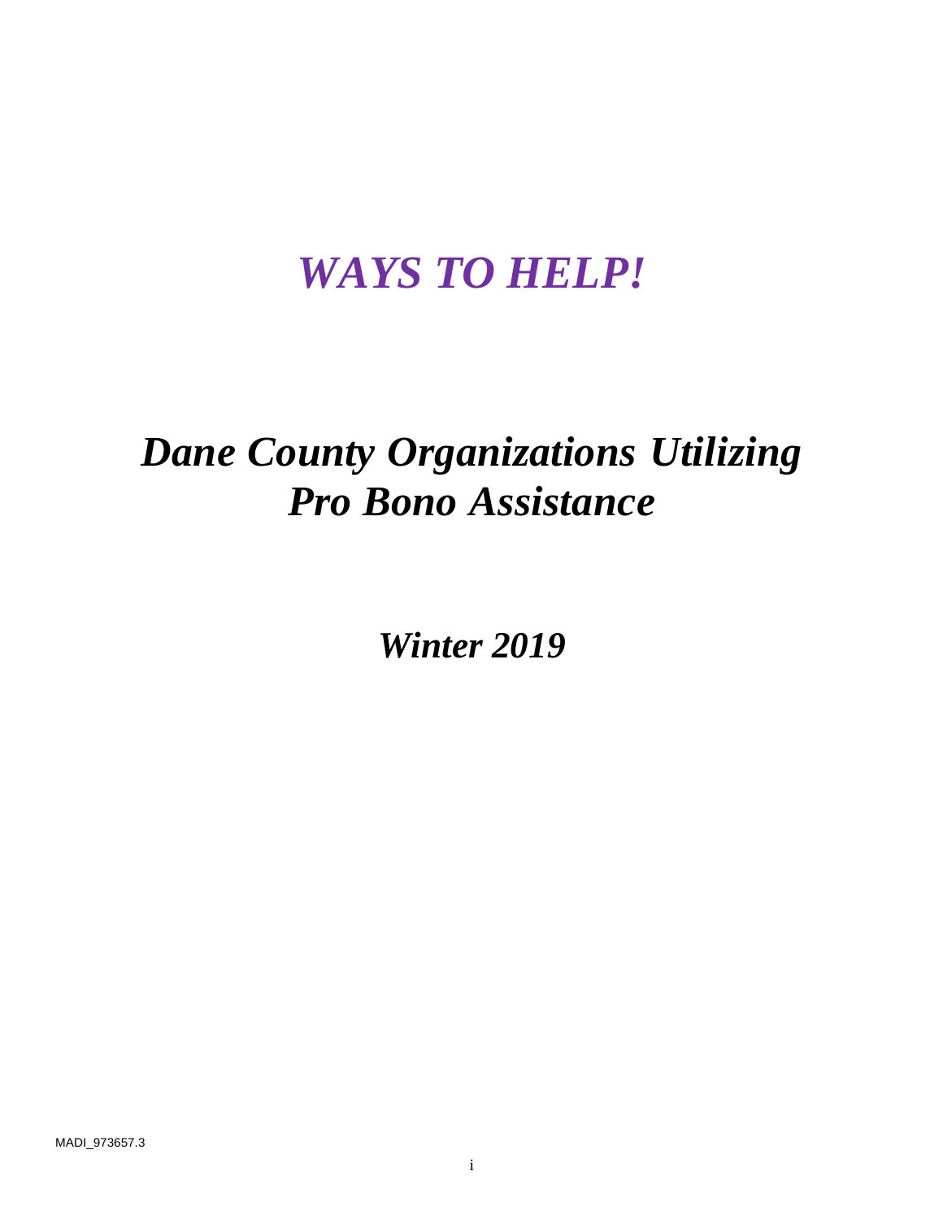# *WAYS TO HELP!*

# *Dane County Organizations Utilizing Pro Bono Assistance*

## *Winter 2019*

MADI_973657.3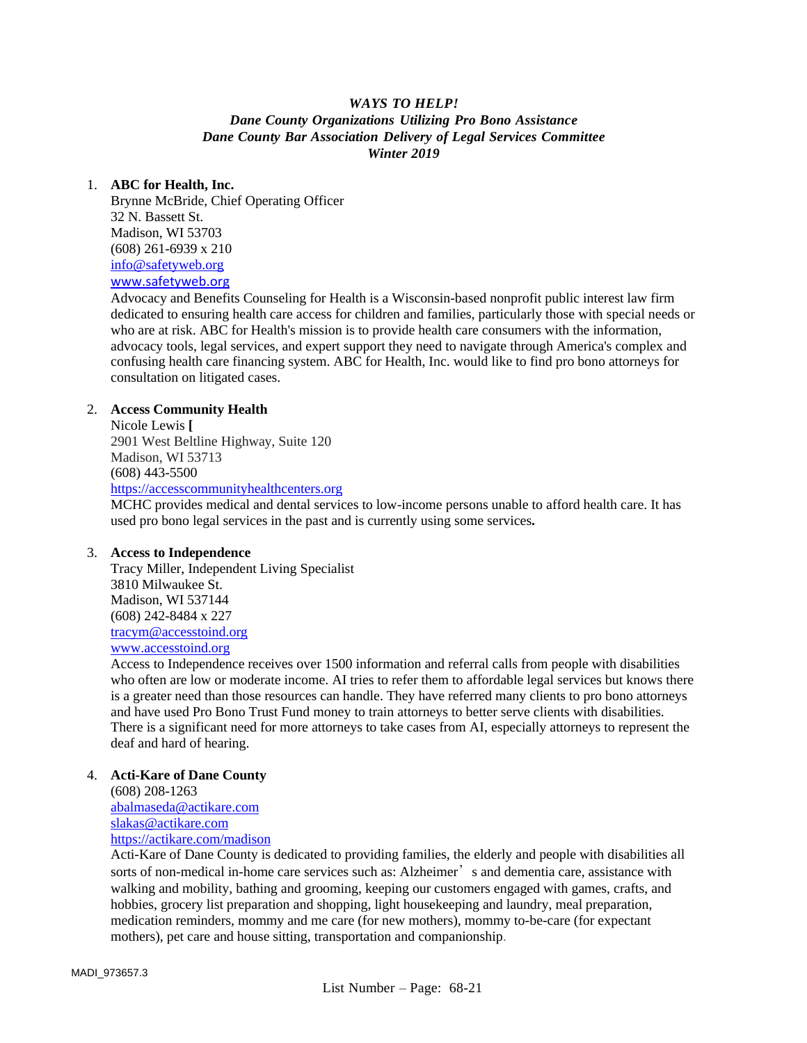*WAYS TO HELP!*
*Dane County Organizations Utilizing Pro Bono Assistance*
*Dane County Bar Association Delivery of Legal Services Committee*
*Winter 2019*

1. **ABC for Health, Inc.**
   Brynne McBride, Chief Operating Officer
   32 N. Bassett St.
   Madison, WI 53703
   (608) 261-6939 x 210
   info@safetyweb.org
   www.safetyweb.org
   Advocacy and Benefits Counseling for Health is a Wisconsin-based nonprofit public interest law firm dedicated to ensuring health care access for children and families, particularly those with special needs or who are at risk. ABC for Health's mission is to provide health care consumers with the information, advocacy tools, legal services, and expert support they need to navigate through America's complex and confusing health care financing system. ABC for Health, Inc. would like to find pro bono attorneys for consultation on litigated cases.

2. **Access Community Health**
   Nicole Lewis **[**
   2901 West Beltline Highway, Suite 120
   Madison, WI 53713
   (608) 443-5500
   https://accesscommunityhealthcenters.org
   MCHC provides medical and dental services to low-income persons unable to afford health care. It has used pro bono legal services in the past and is currently using some services**.**

3. **Access to Independence**
   Tracy Miller, Independent Living Specialist
   3810 Milwaukee St.
   Madison, WI 537144
   (608) 242-8484 x 227
   tracym@accesstoind.org
   www.accesstoind.org
   Access to Independence receives over 1500 information and referral calls from people with disabilities who often are low or moderate income. AI tries to refer them to affordable legal services but knows there is a greater need than those resources can handle. They have referred many clients to pro bono attorneys and have used Pro Bono Trust Fund money to train attorneys to better serve clients with disabilities. There is a significant need for more attorneys to take cases from AI, especially attorneys to represent the deaf and hard of hearing.

4. **Acti-Kare of Dane County**
   (608) 208-1263
   abalmaseda@actikare.com
   slakas@actikare.com
   https://actikare.com/madison
   Acti-Kare of Dane County is dedicated to providing families, the elderly and people with disabilities all sorts of non-medical in-home care services such as: Alzheimer's and dementia care, assistance with walking and mobility, bathing and grooming, keeping our customers engaged with games, crafts, and hobbies, grocery list preparation and shopping, light housekeeping and laundry, meal preparation, medication reminders, mommy and me care (for new mothers), mommy to-be-care (for expectant mothers), pet care and house sitting, transportation and companionship.

MADI_973657.3

List Number – Page: 68-21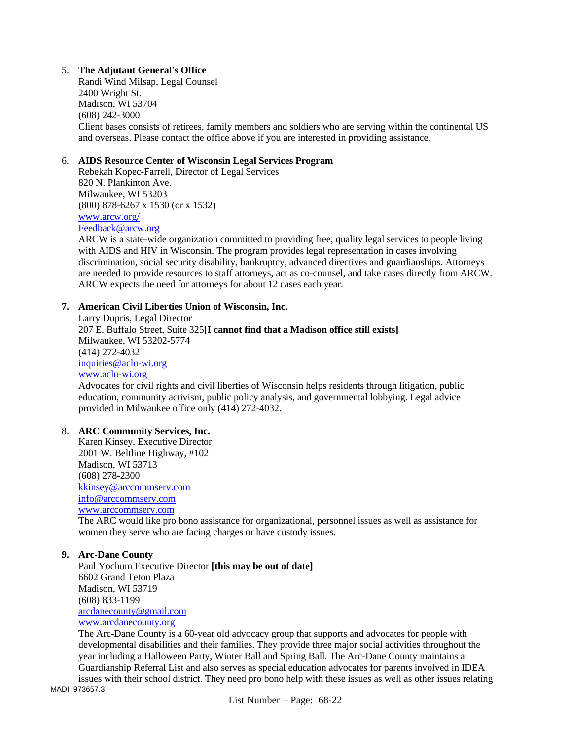5. **The Adjutant General's Office**
   Randi Wind Milsap, Legal Counsel
   2400 Wright St.
   Madison, WI 53704
   (608) 242-3000
   Client bases consists of retirees, family members and soldiers who are serving within the continental US and overseas. Please contact the office above if you are interested in providing assistance.

6. **AIDS Resource Center of Wisconsin Legal Services Program**
   Rebekah Kopec-Farrell, Director of Legal Services
   820 N. Plankinton Ave.
   Milwaukee, WI 53203
   (800) 878-6267 x 1530 (or x 1532)
   www.arcw.org/
   Feedback@arcw.org
   ARCW is a state-wide organization committed to providing free, quality legal services to people living with AIDS and HIV in Wisconsin. The program provides legal representation in cases involving discrimination, social security disability, bankruptcy, advanced directives and guardianships. Attorneys are needed to provide resources to staff attorneys, act as co-counsel, and take cases directly from ARCW. ARCW expects the need for attorneys for about 12 cases each year.

7. **American Civil Liberties Union of Wisconsin, Inc.**
   Larry Dupris, Legal Director
   207 E. Buffalo Street, Suite 325**[I cannot find that a Madison office still exists]**
   Milwaukee, WI 53202-5774
   (414) 272-4032
   inquiries@aclu-wi.org
   www.aclu-wi.org
   Advocates for civil rights and civil liberties of Wisconsin helps residents through litigation, public education, community activism, public policy analysis, and governmental lobbying. Legal advice provided in Milwaukee office only (414) 272-4032.

8. **ARC Community Services, Inc.**
   Karen Kinsey, Executive Director
   2001 W. Beltline Highway, #102
   Madison, WI 53713
   (608) 278-2300
   kkinsey@arccommserv.com
   info@arccommserv.com
   www.arccommserv.com
   The ARC would like pro bono assistance for organizational, personnel issues as well as assistance for women they serve who are facing charges or have custody issues.

9. **Arc-Dane County**
   Paul Yochum Executive Director **[this may be out of date]**
   6602 Grand Teton Plaza
   Madison, WI 53719
   (608) 833-1199
   arcdanecounty@gmail.com
   www.arcdanecounty.org
   The Arc-Dane County is a 60-year old advocacy group that supports and advocates for people with developmental disabilities and their families. They provide three major social activities throughout the year including a Halloween Party, Winter Ball and Spring Ball. The Arc-Dane County maintains a Guardianship Referral List and also serves as special education advocates for parents involved in IDEA issues with their school district. They need pro bono help with these issues as well as other issues relating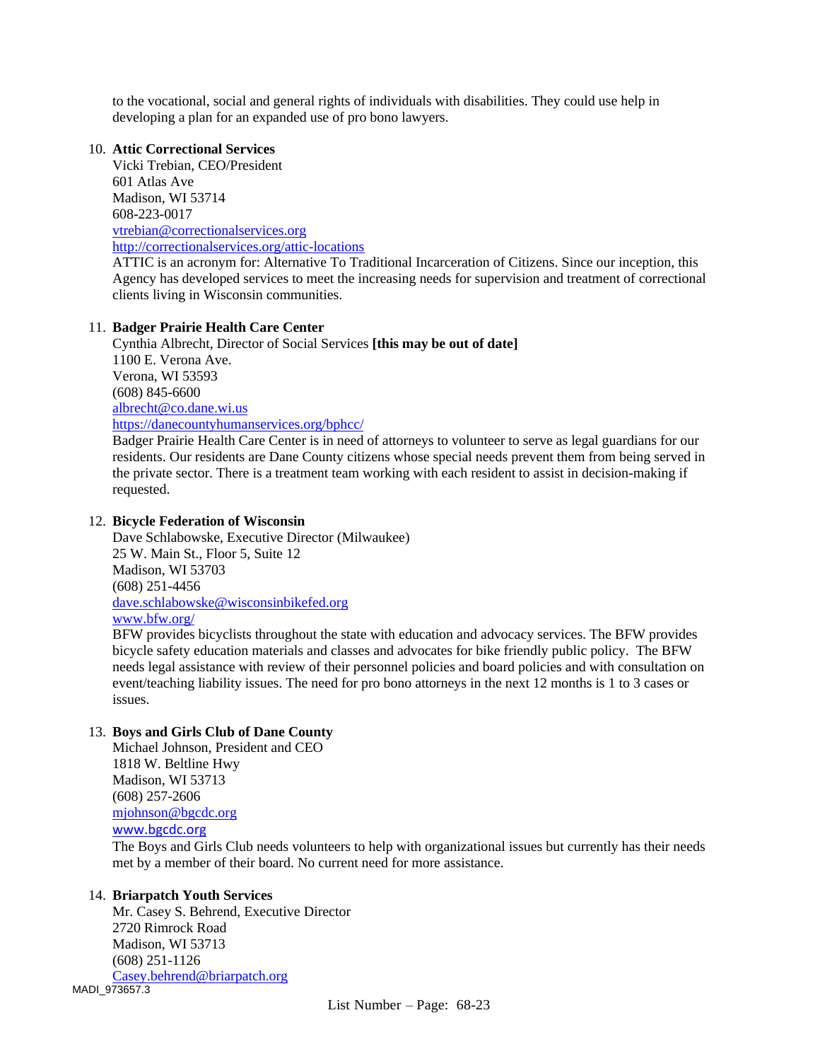to the vocational, social and general rights of individuals with disabilities. They could use help in developing a plan for an expanded use of pro bono lawyers.

10. **Attic Correctional Services**
    Vicki Trebian, CEO/President
    601 Atlas Ave
    Madison, WI 53714
    608-223-0017
    vtrebian@correctionalservices.org
    http://correctionalservices.org/attic-locations
    ATTIC is an acronym for: Alternative To Traditional Incarceration of Citizens. Since our inception, this Agency has developed services to meet the increasing needs for supervision and treatment of correctional clients living in Wisconsin communities.

11. **Badger Prairie Health Care Center**
    Cynthia Albrecht, Director of Social Services **[this may be out of date]**
    1100 E. Verona Ave.
    Verona, WI 53593
    (608) 845-6600
    albrecht@co.dane.wi.us
    https://danecountyhumanservices.org/bphcc/
    Badger Prairie Health Care Center is in need of attorneys to volunteer to serve as legal guardians for our residents. Our residents are Dane County citizens whose special needs prevent them from being served in the private sector. There is a treatment team working with each resident to assist in decision-making if requested.

12. **Bicycle Federation of Wisconsin**
    Dave Schlabowske, Executive Director (Milwaukee)
    25 W. Main St., Floor 5, Suite 12
    Madison, WI 53703
    (608) 251-4456
    dave.schlabowske@wisconsinbikefed.org
    www.bfw.org/
    BFW provides bicyclists throughout the state with education and advocacy services. The BFW provides bicycle safety education materials and classes and advocates for bike friendly public policy. The BFW needs legal assistance with review of their personnel policies and board policies and with consultation on event/teaching liability issues. The need for pro bono attorneys in the next 12 months is 1 to 3 cases or issues.

13. **Boys and Girls Club of Dane County**
    Michael Johnson, President and CEO
    1818 W. Beltline Hwy
    Madison, WI 53713
    (608) 257-2606
    mjohnson@bgcdc.org
    www.bgcdc.org
    The Boys and Girls Club needs volunteers to help with organizational issues but currently has their needs met by a member of their board. No current need for more assistance.

14. **Briarpatch Youth Services**
    Mr. Casey S. Behrend, Executive Director
    2720 Rimrock Road
    Madison, WI 53713
    (608) 251-1126
    Casey.behrend@briarpatch.org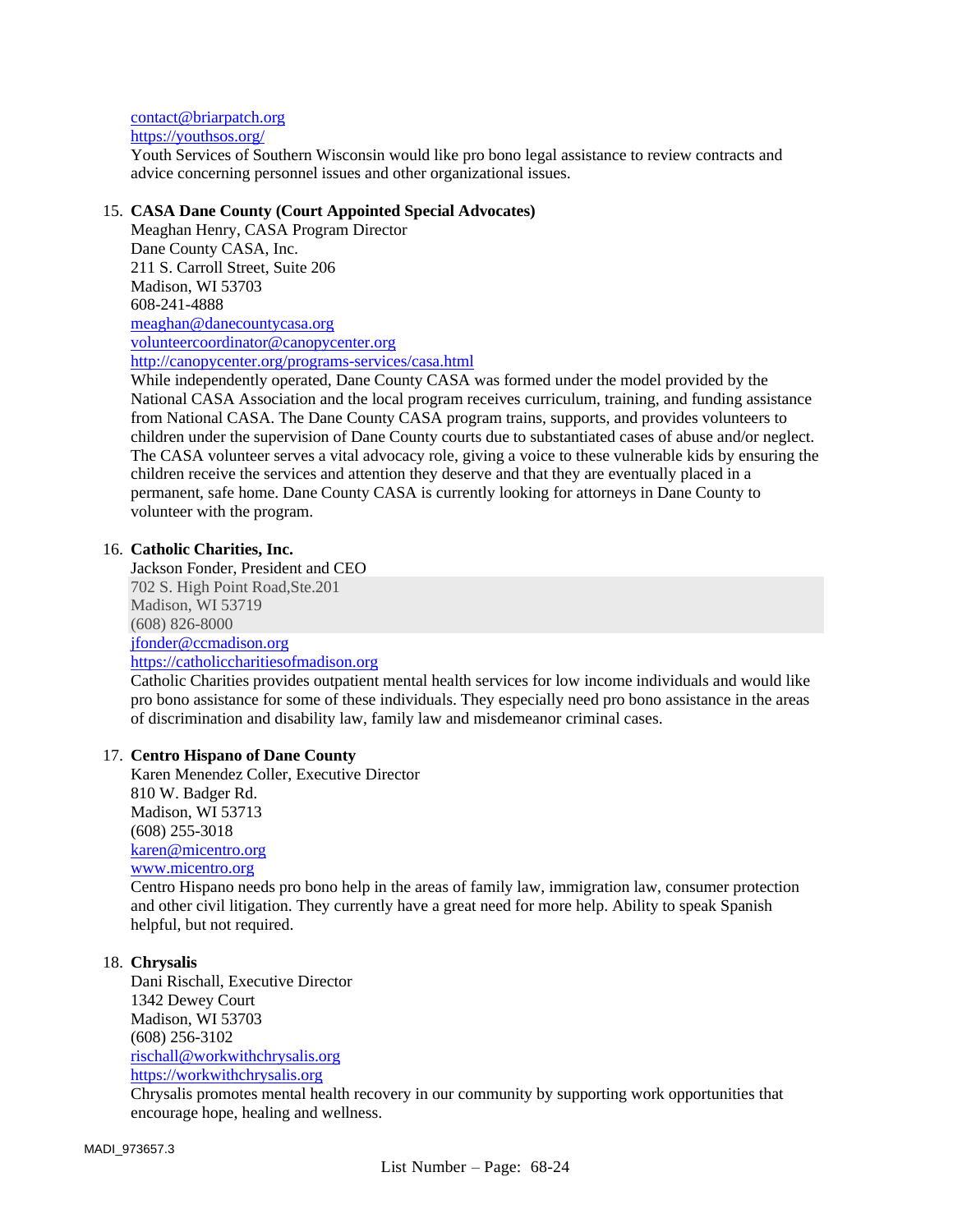contact@briarpatch.org
https://youthsos.org/
Youth Services of Southern Wisconsin would like pro bono legal assistance to review contracts and advice concerning personnel issues and other organizational issues.

15. **CASA Dane County (Court Appointed Special Advocates)**
    Meaghan Henry, CASA Program Director
    Dane County CASA, Inc.
    211 S. Carroll Street, Suite 206
    Madison, WI 53703
    608-241-4888
    meaghan@danecountycasa.org
    volunteercoordinator@canopycenter.org
    http://canopycenter.org/programs-services/casa.html
    While independently operated, Dane County CASA was formed under the model provided by the National CASA Association and the local program receives curriculum, training, and funding assistance from National CASA. The Dane County CASA program trains, supports, and provides volunteers to children under the supervision of Dane County courts due to substantiated cases of abuse and/or neglect. The CASA volunteer serves a vital advocacy role, giving a voice to these vulnerable kids by ensuring the children receive the services and attention they deserve and that they are eventually placed in a permanent, safe home. Dane County CASA is currently looking for attorneys in Dane County to volunteer with the program.

16. **Catholic Charities, Inc.**
    Jackson Fonder, President and CEO
    702 S. High Point Road,Ste.201
    Madison, WI 53719
    (608) 826-8000
    jfonder@ccmadison.org
    https://catholiccharitiesofmadison.org
    Catholic Charities provides outpatient mental health services for low income individuals and would like pro bono assistance for some of these individuals. They especially need pro bono assistance in the areas of discrimination and disability law, family law and misdemeanor criminal cases.

17. **Centro Hispano of Dane County**
    Karen Menendez Coller, Executive Director
    810 W. Badger Rd.
    Madison, WI 53713
    (608) 255-3018
    karen@micentro.org
    www.micentro.org
    Centro Hispano needs pro bono help in the areas of family law, immigration law, consumer protection and other civil litigation. They currently have a great need for more help. Ability to speak Spanish helpful, but not required.

18. **Chrysalis**
    Dani Rischall, Executive Director
    1342 Dewey Court
    Madison, WI 53703
    (608) 256-3102
    rischall@workwithchrysalis.org
    https://workwithchrysalis.org
    Chrysalis promotes mental health recovery in our community by supporting work opportunities that encourage hope, healing and wellness.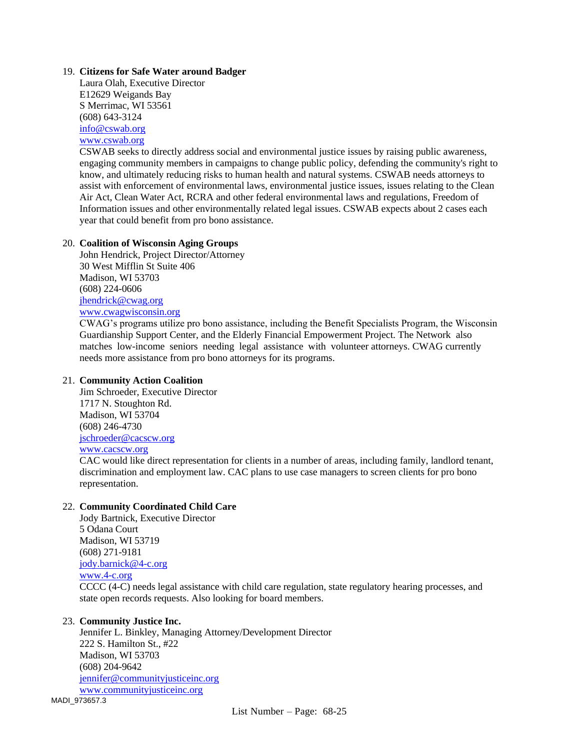19. **Citizens for Safe Water around Badger**
    Laura Olah, Executive Director
    E12629 Weigands Bay
    S Merrimac, WI 53561
    (608) 643-3124
    info@cswab.org
    www.cswab.org
    CSWAB seeks to directly address social and environmental justice issues by raising public awareness, engaging community members in campaigns to change public policy, defending the community's right to know, and ultimately reducing risks to human health and natural systems. CSWAB needs attorneys to assist with enforcement of environmental laws, environmental justice issues, issues relating to the Clean Air Act, Clean Water Act, RCRA and other federal environmental laws and regulations, Freedom of Information issues and other environmentally related legal issues. CSWAB expects about 2 cases each year that could benefit from pro bono assistance.

20. **Coalition of Wisconsin Aging Groups**
    John Hendrick, Project Director/Attorney
    30 West Mifflin St Suite 406
    Madison, WI 53703
    (608) 224-0606
    jhendrick@cwag.org
    www.cwagwisconsin.org
    CWAG's programs utilize pro bono assistance, including the Benefit Specialists Program, the Wisconsin Guardianship Support Center, and the Elderly Financial Empowerment Project. The Network also matches low-income seniors needing legal assistance with volunteer attorneys. CWAG currently needs more assistance from pro bono attorneys for its programs.

21. **Community Action Coalition**
    Jim Schroeder, Executive Director
    1717 N. Stoughton Rd.
    Madison, WI 53704
    (608) 246-4730
    jschroeder@cacscw.org
    www.cacscw.org
    CAC would like direct representation for clients in a number of areas, including family, landlord tenant, discrimination and employment law. CAC plans to use case managers to screen clients for pro bono representation.

22. **Community Coordinated Child Care**
    Jody Bartnick, Executive Director
    5 Odana Court
    Madison, WI 53719
    (608) 271-9181
    jody.barnick@4-c.org
    www.4-c.org
    CCCC (4-C) needs legal assistance with child care regulation, state regulatory hearing processes, and state open records requests. Also looking for board members.

23. **Community Justice Inc.**
    Jennifer L. Binkley, Managing Attorney/Development Director
    222 S. Hamilton St., #22
    Madison, WI 53703
    (608) 204-9642
    jennifer@communityjusticeinc.org
    www.communityjusticeinc.org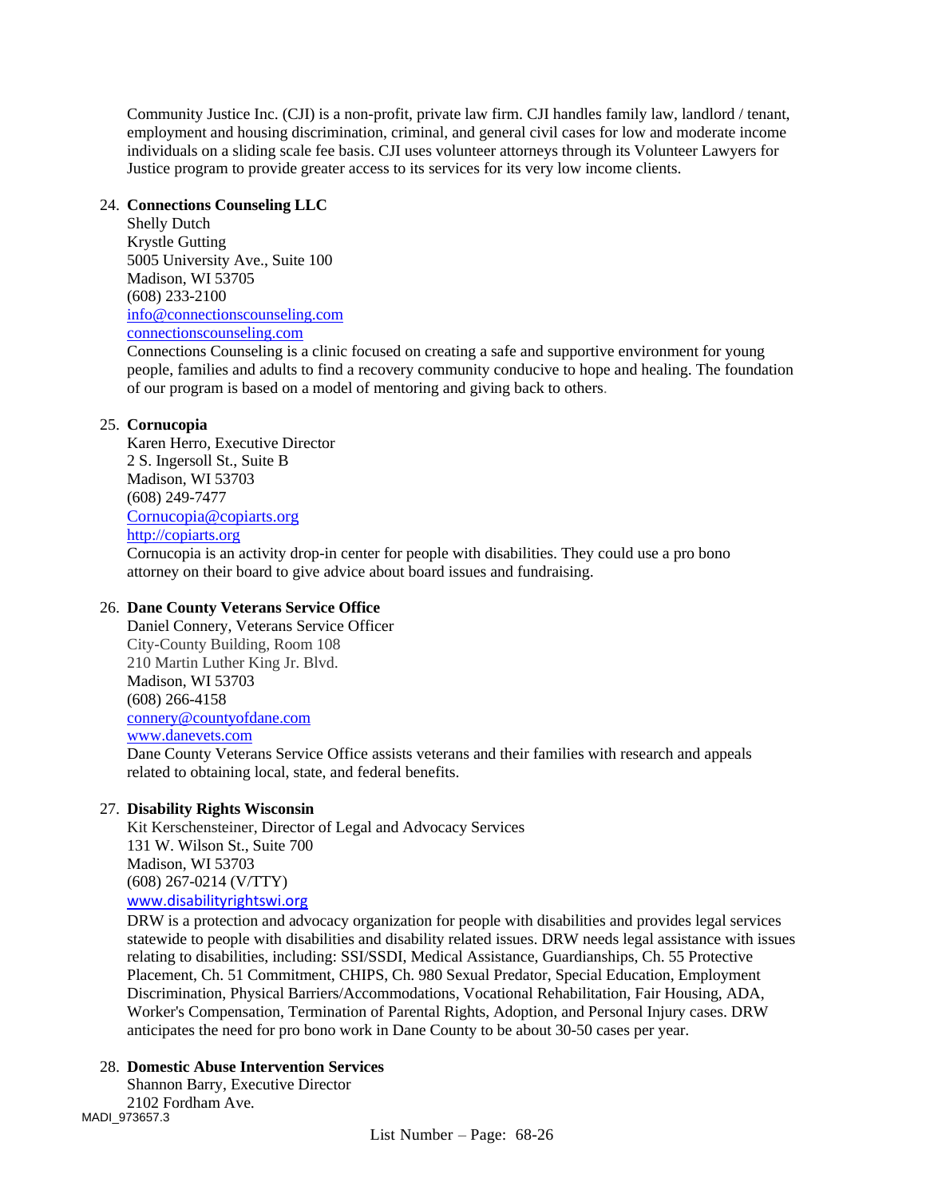Community Justice Inc. (CJI) is a non-profit, private law firm. CJI handles family law, landlord / tenant, employment and housing discrimination, criminal, and general civil cases for low and moderate income individuals on a sliding scale fee basis. CJI uses volunteer attorneys through its Volunteer Lawyers for Justice program to provide greater access to its services for its very low income clients.

24. **Connections Counseling LLC**
    Shelly Dutch
    Krystle Gutting
    5005 University Ave., Suite 100
    Madison, WI 53705
    (608) 233-2100
    info@connectionscounseling.com
    connectionscounseling.com
    Connections Counseling is a clinic focused on creating a safe and supportive environment for young people, families and adults to find a recovery community conducive to hope and healing. The foundation of our program is based on a model of mentoring and giving back to others.

25. **Cornucopia**
    Karen Herro, Executive Director
    2 S. Ingersoll St., Suite B
    Madison, WI 53703
    (608) 249-7477
    Cornucopia@copiarts.org
    http://copiarts.org
    Cornucopia is an activity drop-in center for people with disabilities. They could use a pro bono attorney on their board to give advice about board issues and fundraising.

26. **Dane County Veterans Service Office**
    Daniel Connery, Veterans Service Officer
    City-County Building, Room 108
    210 Martin Luther King Jr. Blvd.
    Madison, WI 53703
    (608) 266-4158
    connery@countyofdane.com
    www.danevets.com
    Dane County Veterans Service Office assists veterans and their families with research and appeals related to obtaining local, state, and federal benefits.

27. **Disability Rights Wisconsin**
    Kit Kerschensteiner, Director of Legal and Advocacy Services
    131 W. Wilson St., Suite 700
    Madison, WI 53703
    (608) 267-0214 (V/TTY)
    www.disabilityrightswi.org
    DRW is a protection and advocacy organization for people with disabilities and provides legal services statewide to people with disabilities and disability related issues. DRW needs legal assistance with issues relating to disabilities, including: SSI/SSDI, Medical Assistance, Guardianships, Ch. 55 Protective Placement, Ch. 51 Commitment, CHIPS, Ch. 980 Sexual Predator, Special Education, Employment Discrimination, Physical Barriers/Accommodations, Vocational Rehabilitation, Fair Housing, ADA, Worker's Compensation, Termination of Parental Rights, Adoption, and Personal Injury cases. DRW anticipates the need for pro bono work in Dane County to be about 30-50 cases per year.

28. **Domestic Abuse Intervention Services**
    Shannon Barry, Executive Director
    2102 Fordham Ave.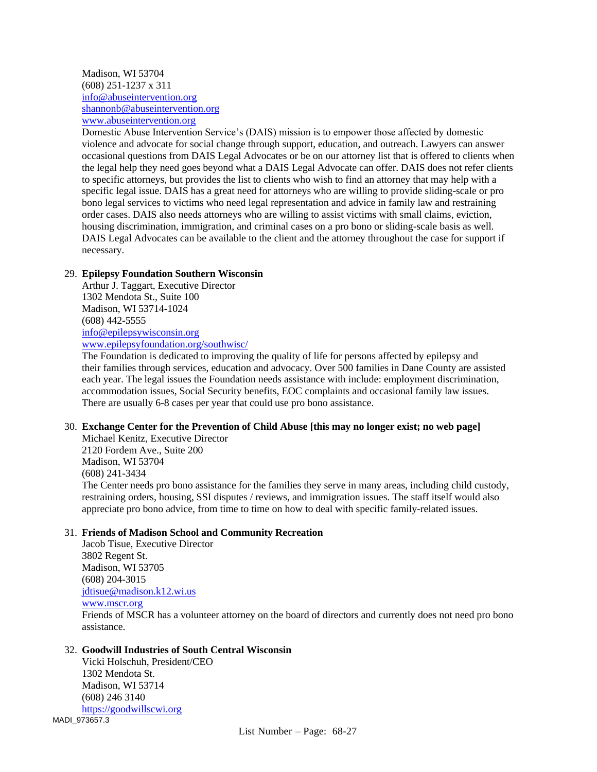Madison, WI 53704
(608) 251-1237 x 311
info@abuseintervention.org
shannonb@abuseintervention.org
www.abuseintervention.org

Domestic Abuse Intervention Service's (DAIS) mission is to empower those affected by domestic violence and advocate for social change through support, education, and outreach. Lawyers can answer occasional questions from DAIS Legal Advocates or be on our attorney list that is offered to clients when the legal help they need goes beyond what a DAIS Legal Advocate can offer. DAIS does not refer clients to specific attorneys, but provides the list to clients who wish to find an attorney that may help with a specific legal issue. DAIS has a great need for attorneys who are willing to provide sliding-scale or pro bono legal services to victims who need legal representation and advice in family law and restraining order cases. DAIS also needs attorneys who are willing to assist victims with small claims, eviction, housing discrimination, immigration, and criminal cases on a pro bono or sliding-scale basis as well. DAIS Legal Advocates can be available to the client and the attorney throughout the case for support if necessary.

29. **Epilepsy Foundation Southern Wisconsin**
    Arthur J. Taggart, Executive Director
    1302 Mendota St., Suite 100
    Madison, WI 53714-1024
    (608) 442-5555
    info@epilepsywisconsin.org
    www.epilepsyfoundation.org/southwisc/
    The Foundation is dedicated to improving the quality of life for persons affected by epilepsy and their families through services, education and advocacy. Over 500 families in Dane County are assisted each year. The legal issues the Foundation needs assistance with include: employment discrimination, accommodation issues, Social Security benefits, EOC complaints and occasional family law issues. There are usually 6-8 cases per year that could use pro bono assistance.

30. **Exchange Center for the Prevention of Child Abuse [this may no longer exist; no web page]**
    Michael Kenitz, Executive Director
    2120 Fordem Ave., Suite 200
    Madison, WI 53704
    (608) 241-3434
    The Center needs pro bono assistance for the families they serve in many areas, including child custody, restraining orders, housing, SSI disputes / reviews, and immigration issues. The staff itself would also appreciate pro bono advice, from time to time on how to deal with specific family-related issues.

31. **Friends of Madison School and Community Recreation**
    Jacob Tisue, Executive Director
    3802 Regent St.
    Madison, WI 53705
    (608) 204-3015
    jdtisue@madison.k12.wi.us
    www.mscr.org
    Friends of MSCR has a volunteer attorney on the board of directors and currently does not need pro bono assistance.

32. **Goodwill Industries of South Central Wisconsin**
    Vicki Holschuh, President/CEO
    1302 Mendota St.
    Madison, WI 53714
    (608) 246 3140
    https://goodwillscwi.org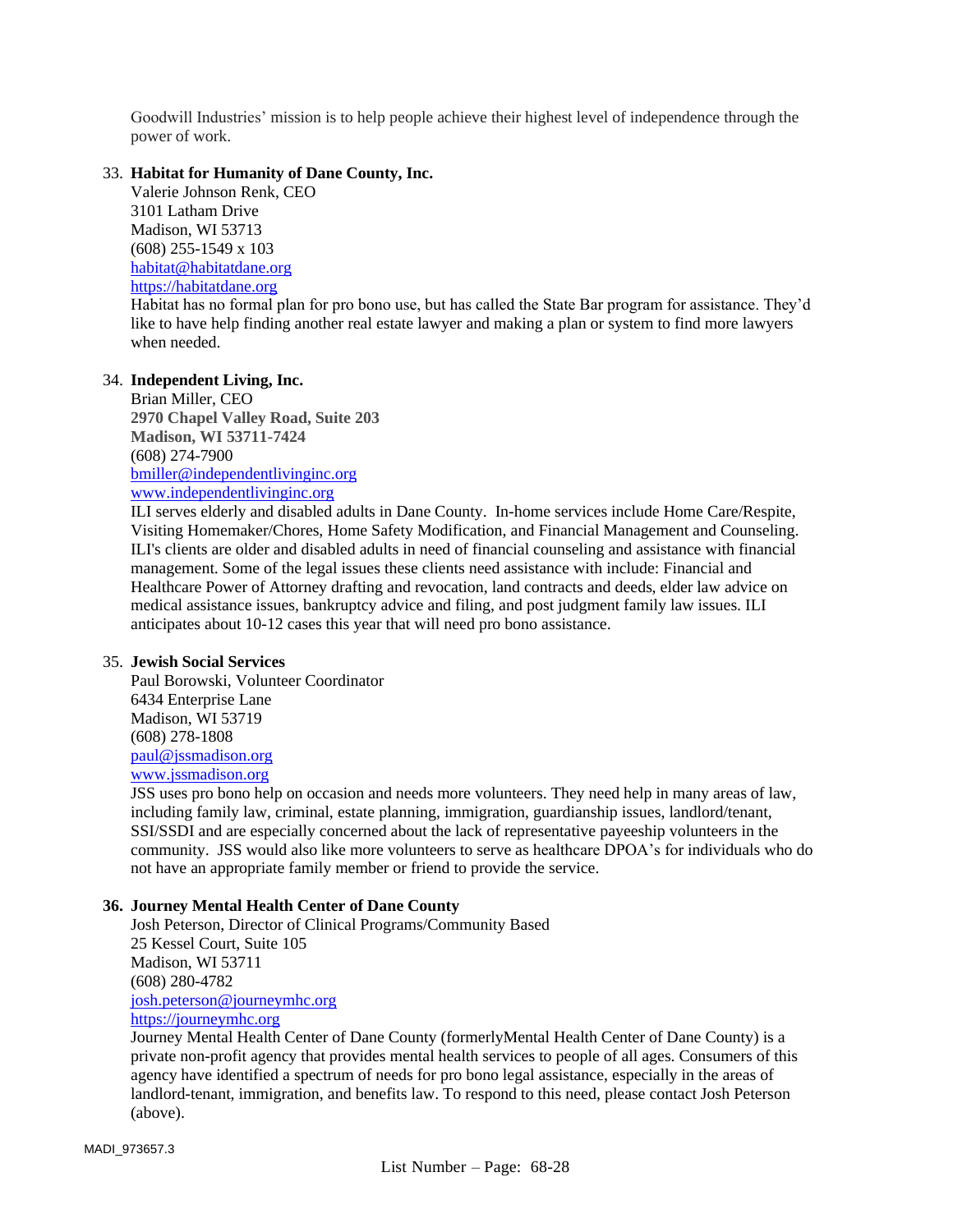Goodwill Industries' mission is to help people achieve their highest level of independence through the power of work.

33. **Habitat for Humanity of Dane County, Inc.**
    Valerie Johnson Renk, CEO
    3101 Latham Drive
    Madison, WI 53713
    (608) 255-1549 x 103
    habitat@habitatdane.org
    https://habitatdane.org
    Habitat has no formal plan for pro bono use, but has called the State Bar program for assistance. They'd like to have help finding another real estate lawyer and making a plan or system to find more lawyers when needed.

34. **Independent Living, Inc.**
    Brian Miller, CEO
    **2970 Chapel Valley Road, Suite 203**
    **Madison, WI 53711-7424**
    (608) 274-7900
    bmiller@independentlivinginc.org
    www.independentlivinginc.org
    ILI serves elderly and disabled adults in Dane County. In-home services include Home Care/Respite, Visiting Homemaker/Chores, Home Safety Modification, and Financial Management and Counseling. ILI's clients are older and disabled adults in need of financial counseling and assistance with financial management. Some of the legal issues these clients need assistance with include: Financial and Healthcare Power of Attorney drafting and revocation, land contracts and deeds, elder law advice on medical assistance issues, bankruptcy advice and filing, and post judgment family law issues. ILI anticipates about 10-12 cases this year that will need pro bono assistance.

35. **Jewish Social Services**
    Paul Borowski, Volunteer Coordinator
    6434 Enterprise Lane
    Madison, WI 53719
    (608) 278-1808
    paul@jssmadison.org
    www.jssmadison.org
    JSS uses pro bono help on occasion and needs more volunteers. They need help in many areas of law, including family law, criminal, estate planning, immigration, guardianship issues, landlord/tenant, SSI/SSDI and are especially concerned about the lack of representative payeeship volunteers in the community. JSS would also like more volunteers to serve as healthcare DPOA's for individuals who do not have an appropriate family member or friend to provide the service.

36. **Journey Mental Health Center of Dane County**
    Josh Peterson, Director of Clinical Programs/Community Based
    25 Kessel Court, Suite 105
    Madison, WI 53711
    (608) 280-4782
    josh.peterson@journeymhc.org
    https://journeymhc.org
    Journey Mental Health Center of Dane County (formerlyMental Health Center of Dane County) is a private non-profit agency that provides mental health services to people of all ages. Consumers of this agency have identified a spectrum of needs for pro bono legal assistance, especially in the areas of landlord-tenant, immigration, and benefits law. To respond to this need, please contact Josh Peterson (above).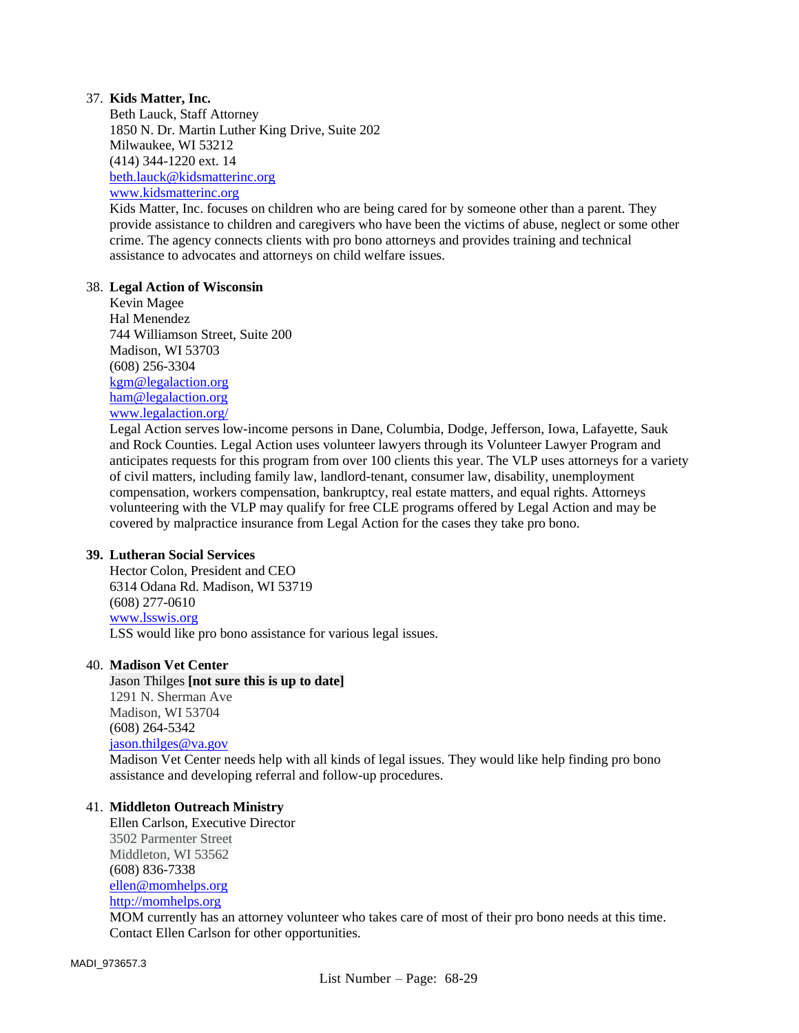37. **Kids Matter, Inc.**
    Beth Lauck, Staff Attorney
    1850 N. Dr. Martin Luther King Drive, Suite 202
    Milwaukee, WI 53212
    (414) 344-1220 ext. 14
    beth.lauck@kidsmatterinc.org
    www.kidsmatterinc.org
    Kids Matter, Inc. focuses on children who are being cared for by someone other than a parent. They provide assistance to children and caregivers who have been the victims of abuse, neglect or some other crime. The agency connects clients with pro bono attorneys and provides training and technical assistance to advocates and attorneys on child welfare issues.

38. **Legal Action of Wisconsin**
    Kevin Magee
    Hal Menendez
    744 Williamson Street, Suite 200
    Madison, WI 53703
    (608) 256-3304
    kgm@legalaction.org
    ham@legalaction.org
    www.legalaction.org/
    Legal Action serves low-income persons in Dane, Columbia, Dodge, Jefferson, Iowa, Lafayette, Sauk and Rock Counties. Legal Action uses volunteer lawyers through its Volunteer Lawyer Program and anticipates requests for this program from over 100 clients this year. The VLP uses attorneys for a variety of civil matters, including family law, landlord-tenant, consumer law, disability, unemployment compensation, workers compensation, bankruptcy, real estate matters, and equal rights. Attorneys volunteering with the VLP may qualify for free CLE programs offered by Legal Action and may be covered by malpractice insurance from Legal Action for the cases they take pro bono.

39. **Lutheran Social Services**
    Hector Colon, President and CEO
    6314 Odana Rd. Madison, WI 53719
    (608) 277-0610
    www.lsswis.org
    LSS would like pro bono assistance for various legal issues.

40. **Madison Vet Center**
    Jason Thilges **[not sure this is up to date]**
    1291 N. Sherman Ave
    Madison, WI 53704
    (608) 264-5342
    jason.thilges@va.gov
    Madison Vet Center needs help with all kinds of legal issues. They would like help finding pro bono assistance and developing referral and follow-up procedures.

41. **Middleton Outreach Ministry**
    Ellen Carlson, Executive Director
    3502 Parmenter Street
    Middleton, WI 53562
    (608) 836-7338
    ellen@momhelps.org
    http://momhelps.org
    MOM currently has an attorney volunteer who takes care of most of their pro bono needs at this time. Contact Ellen Carlson for other opportunities.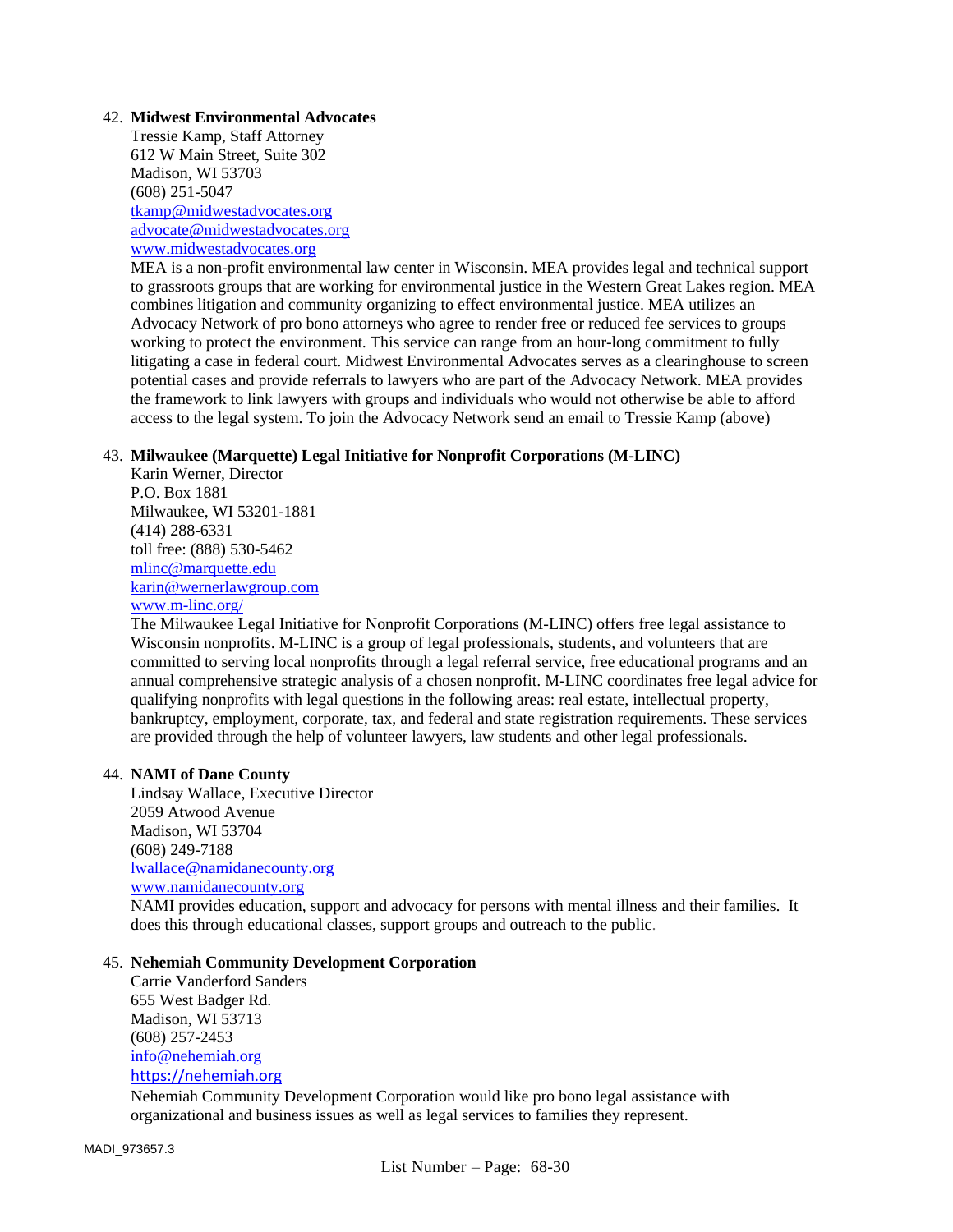42. **Midwest Environmental Advocates**
    Tressie Kamp, Staff Attorney
    612 W Main Street, Suite 302
    Madison, WI 53703
    (608) 251-5047
    tkamp@midwestadvocates.org
    advocate@midwestadvocates.org
    www.midwestadvocates.org
    MEA is a non-profit environmental law center in Wisconsin. MEA provides legal and technical support to grassroots groups that are working for environmental justice in the Western Great Lakes region. MEA combines litigation and community organizing to effect environmental justice. MEA utilizes an Advocacy Network of pro bono attorneys who agree to render free or reduced fee services to groups working to protect the environment. This service can range from an hour-long commitment to fully litigating a case in federal court. Midwest Environmental Advocates serves as a clearinghouse to screen potential cases and provide referrals to lawyers who are part of the Advocacy Network. MEA provides the framework to link lawyers with groups and individuals who would not otherwise be able to afford access to the legal system. To join the Advocacy Network send an email to Tressie Kamp (above)

43. **Milwaukee (Marquette) Legal Initiative for Nonprofit Corporations (M-LINC)**
    Karin Werner, Director
    P.O. Box 1881
    Milwaukee, WI 53201-1881
    (414) 288-6331
    toll free: (888) 530-5462
    mlinc@marquette.edu
    karin@wernerlawgroup.com
    www.m-linc.org/
    The Milwaukee Legal Initiative for Nonprofit Corporations (M-LINC) offers free legal assistance to Wisconsin nonprofits. M-LINC is a group of legal professionals, students, and volunteers that are committed to serving local nonprofits through a legal referral service, free educational programs and an annual comprehensive strategic analysis of a chosen nonprofit. M-LINC coordinates free legal advice for qualifying nonprofits with legal questions in the following areas: real estate, intellectual property, bankruptcy, employment, corporate, tax, and federal and state registration requirements. These services are provided through the help of volunteer lawyers, law students and other legal professionals.

44. **NAMI of Dane County**
    Lindsay Wallace, Executive Director
    2059 Atwood Avenue
    Madison, WI 53704
    (608) 249-7188
    lwallace@namidanecounty.org
    www.namidanecounty.org
    NAMI provides education, support and advocacy for persons with mental illness and their families. It does this through educational classes, support groups and outreach to the public.

45. **Nehemiah Community Development Corporation**
    Carrie Vanderford Sanders
    655 West Badger Rd.
    Madison, WI 53713
    (608) 257-2453
    info@nehemiah.org
    https://nehemiah.org
    Nehemiah Community Development Corporation would like pro bono legal assistance with organizational and business issues as well as legal services to families they represent.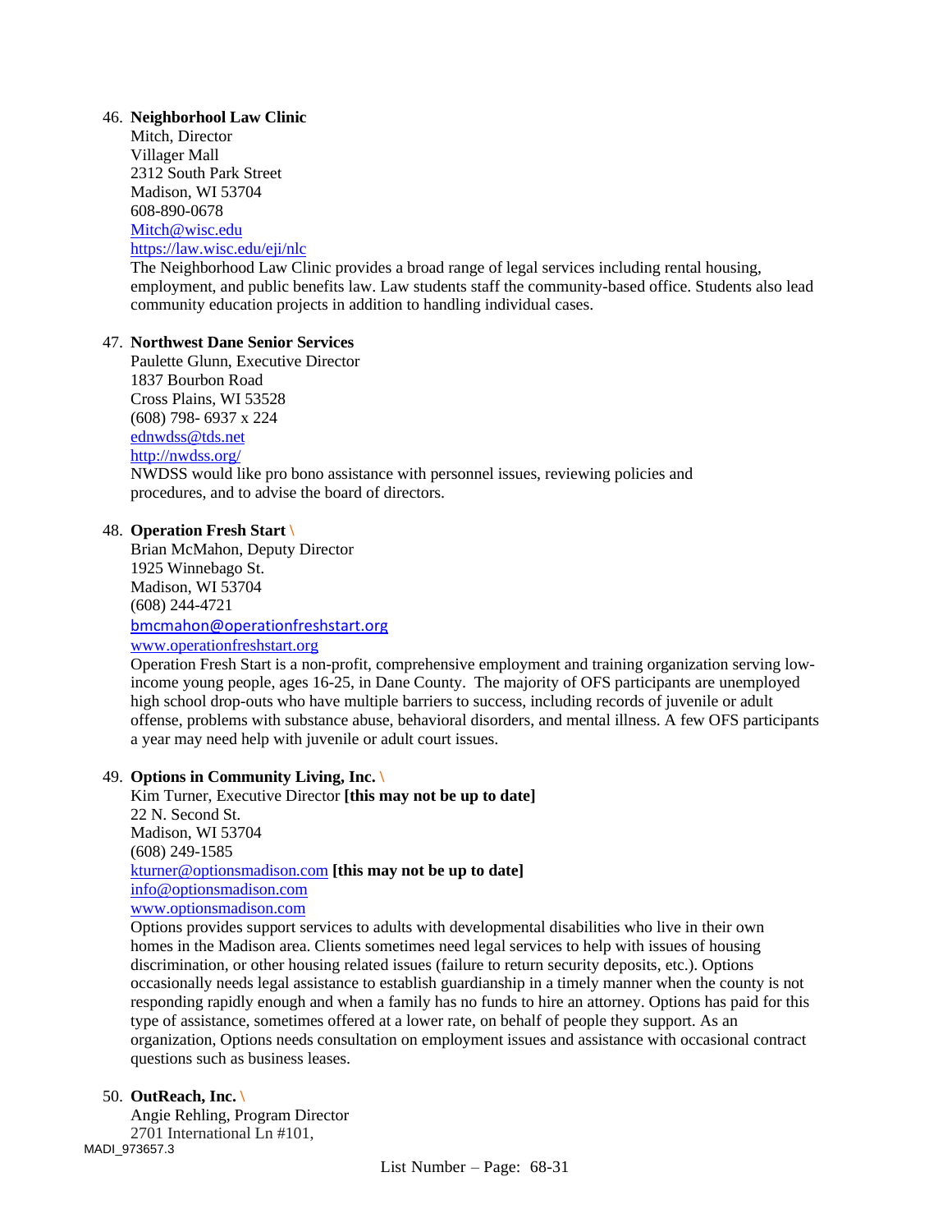46. **Neighborhool Law Clinic**
    Mitch, Director
    Villager Mall
    2312 South Park Street
    Madison, WI 53704
    608-890-0678
    Mitch@wisc.edu
    https://law.wisc.edu/eji/nlc
    The Neighborhood Law Clinic provides a broad range of legal services including rental housing, employment, and public benefits law. Law students staff the community-based office. Students also lead community education projects in addition to handling individual cases.

47. **Northwest Dane Senior Services**
    Paulette Glunn, Executive Director
    1837 Bourbon Road
    Cross Plains, WI 53528
    (608) 798- 6937 x 224
    ednwdss@tds.net
    http://nwdss.org/
    NWDSS would like pro bono assistance with personnel issues, reviewing policies and procedures, and to advise the board of directors.

48. **Operation Fresh Start** \
    Brian McMahon, Deputy Director
    1925 Winnebago St.
    Madison, WI 53704
    (608) 244-4721
    bmcmahon@operationfreshstart.org
    www.operationfreshstart.org
    Operation Fresh Start is a non-profit, comprehensive employment and training organization serving low-income young people, ages 16-25, in Dane County. The majority of OFS participants are unemployed high school drop-outs who have multiple barriers to success, including records of juvenile or adult offense, problems with substance abuse, behavioral disorders, and mental illness. A few OFS participants a year may need help with juvenile or adult court issues.

49. **Options in Community Living, Inc.** \
    Kim Turner, Executive Director **[this may not be up to date]**
    22 N. Second St.
    Madison, WI 53704
    (608) 249-1585
    kturner@optionsmadison.com **[this may not be up to date]**
    info@optionsmadison.com
    www.optionsmadison.com
    Options provides support services to adults with developmental disabilities who live in their own homes in the Madison area. Clients sometimes need legal services to help with issues of housing discrimination, or other housing related issues (failure to return security deposits, etc.). Options occasionally needs legal assistance to establish guardianship in a timely manner when the county is not responding rapidly enough and when a family has no funds to hire an attorney. Options has paid for this type of assistance, sometimes offered at a lower rate, on behalf of people they support. As an organization, Options needs consultation on employment issues and assistance with occasional contract questions such as business leases.

50. **OutReach, Inc.** \
    Angie Rehling, Program Director
    2701 International Ln #101,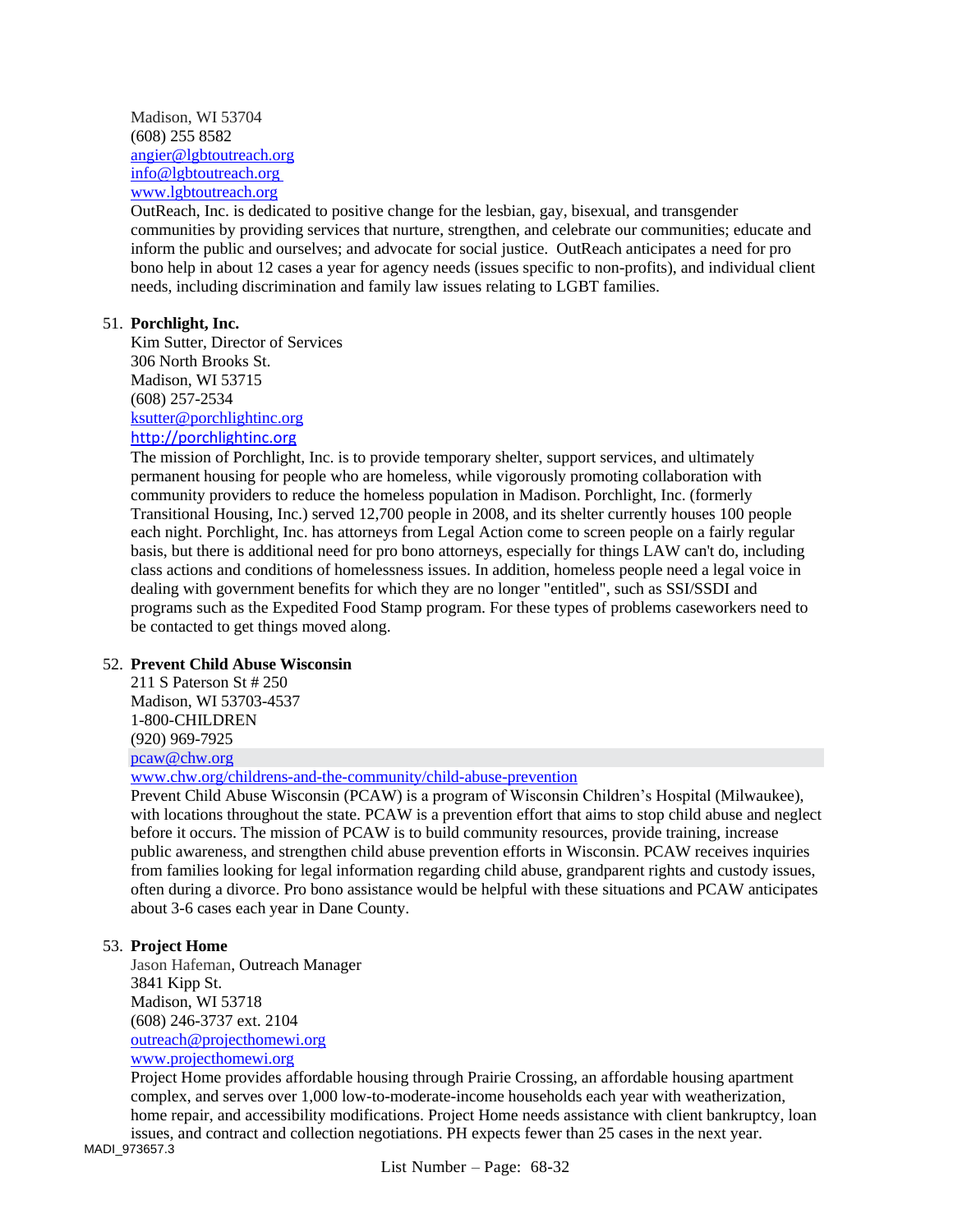Madison, WI 53704
(608) 255 8582
angier@lgbtoutreach.org
info@lgbtoutreach.org
www.lgbtoutreach.org
OutReach, Inc. is dedicated to positive change for the lesbian, gay, bisexual, and transgender communities by providing services that nurture, strengthen, and celebrate our communities; educate and inform the public and ourselves; and advocate for social justice. OutReach anticipates a need for pro bono help in about 12 cases a year for agency needs (issues specific to non-profits), and individual client needs, including discrimination and family law issues relating to LGBT families.

51. **Porchlight, Inc.**
    Kim Sutter, Director of Services
    306 North Brooks St.
    Madison, WI 53715
    (608) 257-2534
    ksutter@porchlightinc.org
    http://porchlightinc.org
    The mission of Porchlight, Inc. is to provide temporary shelter, support services, and ultimately permanent housing for people who are homeless, while vigorously promoting collaboration with community providers to reduce the homeless population in Madison. Porchlight, Inc. (formerly Transitional Housing, Inc.) served 12,700 people in 2008, and its shelter currently houses 100 people each night. Porchlight, Inc. has attorneys from Legal Action come to screen people on a fairly regular basis, but there is additional need for pro bono attorneys, especially for things LAW can't do, including class actions and conditions of homelessness issues. In addition, homeless people need a legal voice in dealing with government benefits for which they are no longer "entitled", such as SSI/SSDI and programs such as the Expedited Food Stamp program. For these types of problems caseworkers need to be contacted to get things moved along.

52. **Prevent Child Abuse Wisconsin**
    211 S Paterson St # 250
    Madison, WI 53703-4537
    1-800-CHILDREN
    (920) 969-7925
    pcaw@chw.org
    www.chw.org/childrens-and-the-community/child-abuse-prevention
    Prevent Child Abuse Wisconsin (PCAW) is a program of Wisconsin Children's Hospital (Milwaukee), with locations throughout the state. PCAW is a prevention effort that aims to stop child abuse and neglect before it occurs. The mission of PCAW is to build community resources, provide training, increase public awareness, and strengthen child abuse prevention efforts in Wisconsin. PCAW receives inquiries from families looking for legal information regarding child abuse, grandparent rights and custody issues, often during a divorce. Pro bono assistance would be helpful with these situations and PCAW anticipates about 3-6 cases each year in Dane County.

53. **Project Home**
    Jason Hafeman, Outreach Manager
    3841 Kipp St.
    Madison, WI 53718
    (608) 246-3737 ext. 2104
    outreach@projecthomewi.org
    www.projecthomewi.org
    Project Home provides affordable housing through Prairie Crossing, an affordable housing apartment complex, and serves over 1,000 low-to-moderate-income households each year with weatherization, home repair, and accessibility modifications. Project Home needs assistance with client bankruptcy, loan issues, and contract and collection negotiations. PH expects fewer than 25 cases in the next year.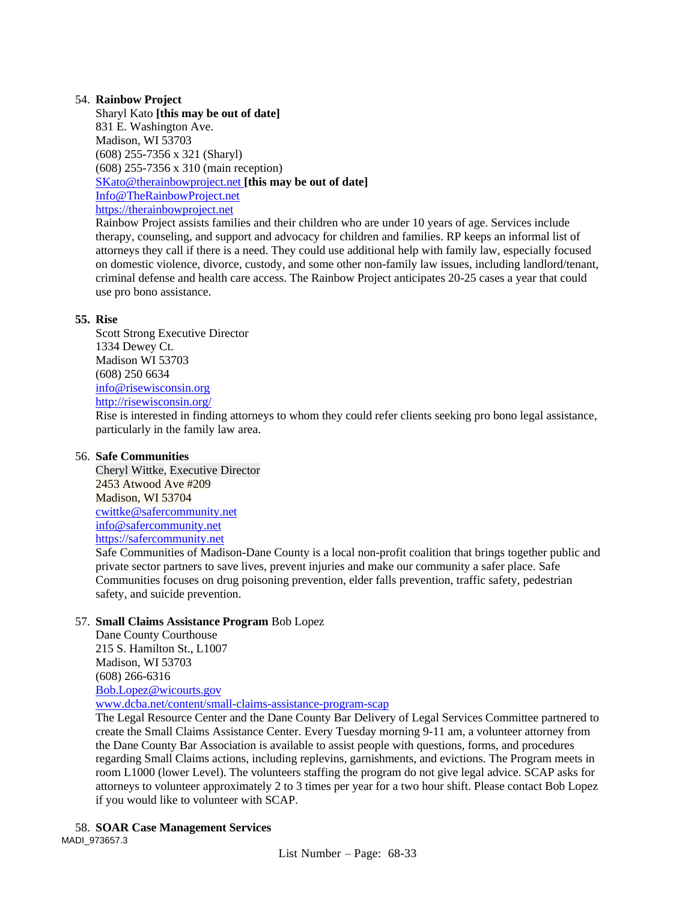54. **Rainbow Project**
    Sharyl Kato **[this may be out of date]**
    831 E. Washington Ave.
    Madison, WI 53703
    (608) 255-7356 x 321 (Sharyl)
    (608) 255-7356 x 310 (main reception)
    SKato@therainbowproject.net **[this may be out of date]**
    Info@TheRainbowProject.net
    https://therainbowproject.net
    Rainbow Project assists families and their children who are under 10 years of age. Services include therapy, counseling, and support and advocacy for children and families. RP keeps an informal list of attorneys they call if there is a need. They could use additional help with family law, especially focused on domestic violence, divorce, custody, and some other non-family law issues, including landlord/tenant, criminal defense and health care access. The Rainbow Project anticipates 20-25 cases a year that could use pro bono assistance.

55. **Rise**
    Scott Strong Executive Director
    1334 Dewey Ct.
    Madison WI 53703
    (608) 250 6634
    info@risewisconsin.org
    http://risewisconsin.org/
    Rise is interested in finding attorneys to whom they could refer clients seeking pro bono legal assistance, particularly in the family law area.

56. **Safe Communities**
    Cheryl Wittke, Executive Director
    2453 Atwood Ave #209
    Madison, WI 53704
    cwittke@safercommunity.net
    info@safercommunity.net
    https://safercommunity.net
    Safe Communities of Madison-Dane County is a local non-profit coalition that brings together public and private sector partners to save lives, prevent injuries and make our community a safer place. Safe Communities focuses on drug poisoning prevention, elder falls prevention, traffic safety, pedestrian safety, and suicide prevention.

57. **Small Claims Assistance Program** Bob Lopez
    Dane County Courthouse
    215 S. Hamilton St., L1007
    Madison, WI 53703
    (608) 266-6316
    Bob.Lopez@wicourts.gov
    www.dcba.net/content/small-claims-assistance-program-scap
    The Legal Resource Center and the Dane County Bar Delivery of Legal Services Committee partnered to create the Small Claims Assistance Center. Every Tuesday morning 9-11 am, a volunteer attorney from the Dane County Bar Association is available to assist people with questions, forms, and procedures regarding Small Claims actions, including replevins, garnishments, and evictions. The Program meets in room L1000 (lower Level). The volunteers staffing the program do not give legal advice. SCAP asks for attorneys to volunteer approximately 2 to 3 times per year for a two hour shift. Please contact Bob Lopez if you would like to volunteer with SCAP.

58. **SOAR Case Management Services**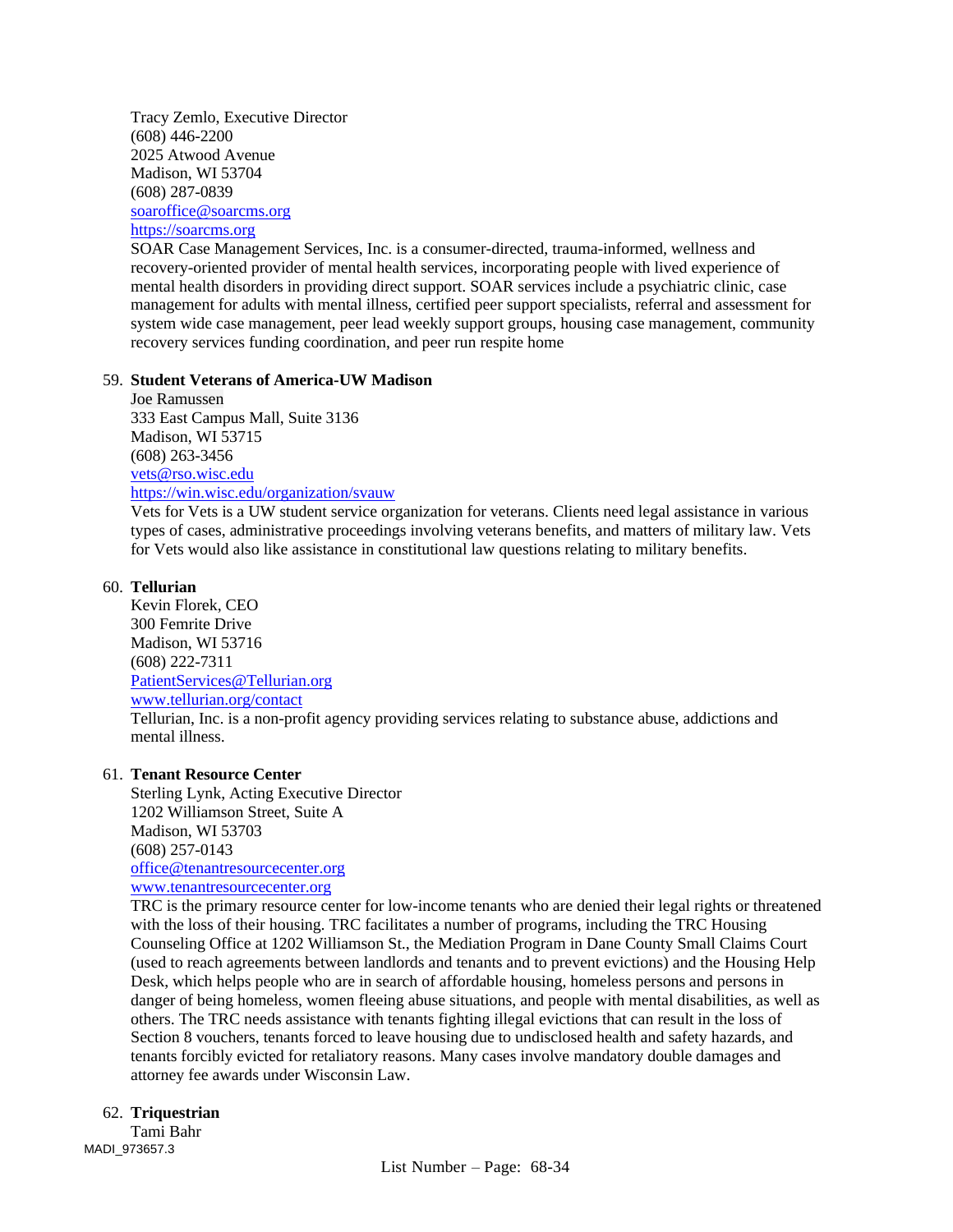Tracy Zemlo, Executive Director
(608) 446-2200
2025 Atwood Avenue
Madison, WI 53704
(608) 287-0839
soaroffice@soarcms.org
https://soarcms.org
SOAR Case Management Services, Inc. is a consumer-directed, trauma-informed, wellness and recovery-oriented provider of mental health services, incorporating people with lived experience of mental health disorders in providing direct support. SOAR services include a psychiatric clinic, case management for adults with mental illness, certified peer support specialists, referral and assessment for system wide case management, peer lead weekly support groups, housing case management, community recovery services funding coordination, and peer run respite home

59. **Student Veterans of America-UW Madison**
    Joe Ramussen
    333 East Campus Mall, Suite 3136
    Madison, WI 53715
    (608) 263-3456
    vets@rso.wisc.edu
    https://win.wisc.edu/organization/svauw
    Vets for Vets is a UW student service organization for veterans. Clients need legal assistance in various types of cases, administrative proceedings involving veterans benefits, and matters of military law. Vets for Vets would also like assistance in constitutional law questions relating to military benefits.

60. **Tellurian**
    Kevin Florek, CEO
    300 Femrite Drive
    Madison, WI 53716
    (608) 222-7311
    PatientServices@Tellurian.org
    www.tellurian.org/contact
    Tellurian, Inc. is a non-profit agency providing services relating to substance abuse, addictions and mental illness.

61. **Tenant Resource Center**
    Sterling Lynk, Acting Executive Director
    1202 Williamson Street, Suite A
    Madison, WI 53703
    (608) 257-0143
    office@tenantresourcecenter.org
    www.tenantresourcecenter.org
    TRC is the primary resource center for low-income tenants who are denied their legal rights or threatened with the loss of their housing. TRC facilitates a number of programs, including the TRC Housing Counseling Office at 1202 Williamson St., the Mediation Program in Dane County Small Claims Court (used to reach agreements between landlords and tenants and to prevent evictions) and the Housing Help Desk, which helps people who are in search of affordable housing, homeless persons and persons in danger of being homeless, women fleeing abuse situations, and people with mental disabilities, as well as others. The TRC needs assistance with tenants fighting illegal evictions that can result in the loss of Section 8 vouchers, tenants forced to leave housing due to undisclosed health and safety hazards, and tenants forcibly evicted for retaliatory reasons. Many cases involve mandatory double damages and attorney fee awards under Wisconsin Law.

62. **Triquestrian**
    Tami Bahr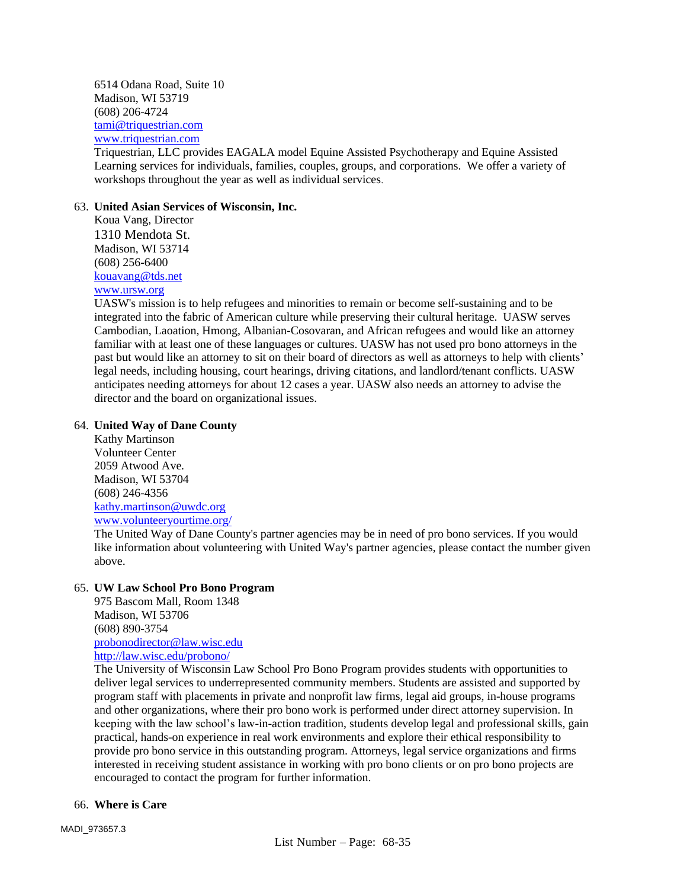6514 Odana Road, Suite 10
Madison, WI 53719
(608) 206-4724
tami@triquestrian.com
www.triquestrian.com
Triquestrian, LLC provides EAGALA model Equine Assisted Psychotherapy and Equine Assisted Learning services for individuals, families, couples, groups, and corporations. We offer a variety of workshops throughout the year as well as individual services.

63. **United Asian Services of Wisconsin, Inc.**
Koua Vang, Director
1310 Mendota St.
Madison, WI 53714
(608) 256-6400
kouavang@tds.net
www.ursw.org
UASW's mission is to help refugees and minorities to remain or become self-sustaining and to be integrated into the fabric of American culture while preserving their cultural heritage. UASW serves Cambodian, Laoation, Hmong, Albanian-Cosovaran, and African refugees and would like an attorney familiar with at least one of these languages or cultures. UASW has not used pro bono attorneys in the past but would like an attorney to sit on their board of directors as well as attorneys to help with clients' legal needs, including housing, court hearings, driving citations, and landlord/tenant conflicts. UASW anticipates needing attorneys for about 12 cases a year. UASW also needs an attorney to advise the director and the board on organizational issues.

64. **United Way of Dane County**
Kathy Martinson
Volunteer Center
2059 Atwood Ave.
Madison, WI 53704
(608) 246-4356
kathy.martinson@uwdc.org
www.volunteeryourtime.org/
The United Way of Dane County's partner agencies may be in need of pro bono services. If you would like information about volunteering with United Way's partner agencies, please contact the number given above.

65. **UW Law School Pro Bono Program**
975 Bascom Mall, Room 1348
Madison, WI 53706
(608) 890-3754
probonodirector@law.wisc.edu
http://law.wisc.edu/probono/
The University of Wisconsin Law School Pro Bono Program provides students with opportunities to deliver legal services to underrepresented community members. Students are assisted and supported by program staff with placements in private and nonprofit law firms, legal aid groups, in-house programs and other organizations, where their pro bono work is performed under direct attorney supervision. In keeping with the law school's law-in-action tradition, students develop legal and professional skills, gain practical, hands-on experience in real work environments and explore their ethical responsibility to provide pro bono service in this outstanding program. Attorneys, legal service organizations and firms interested in receiving student assistance in working with pro bono clients or on pro bono projects are encouraged to contact the program for further information.

66. **Where is Care**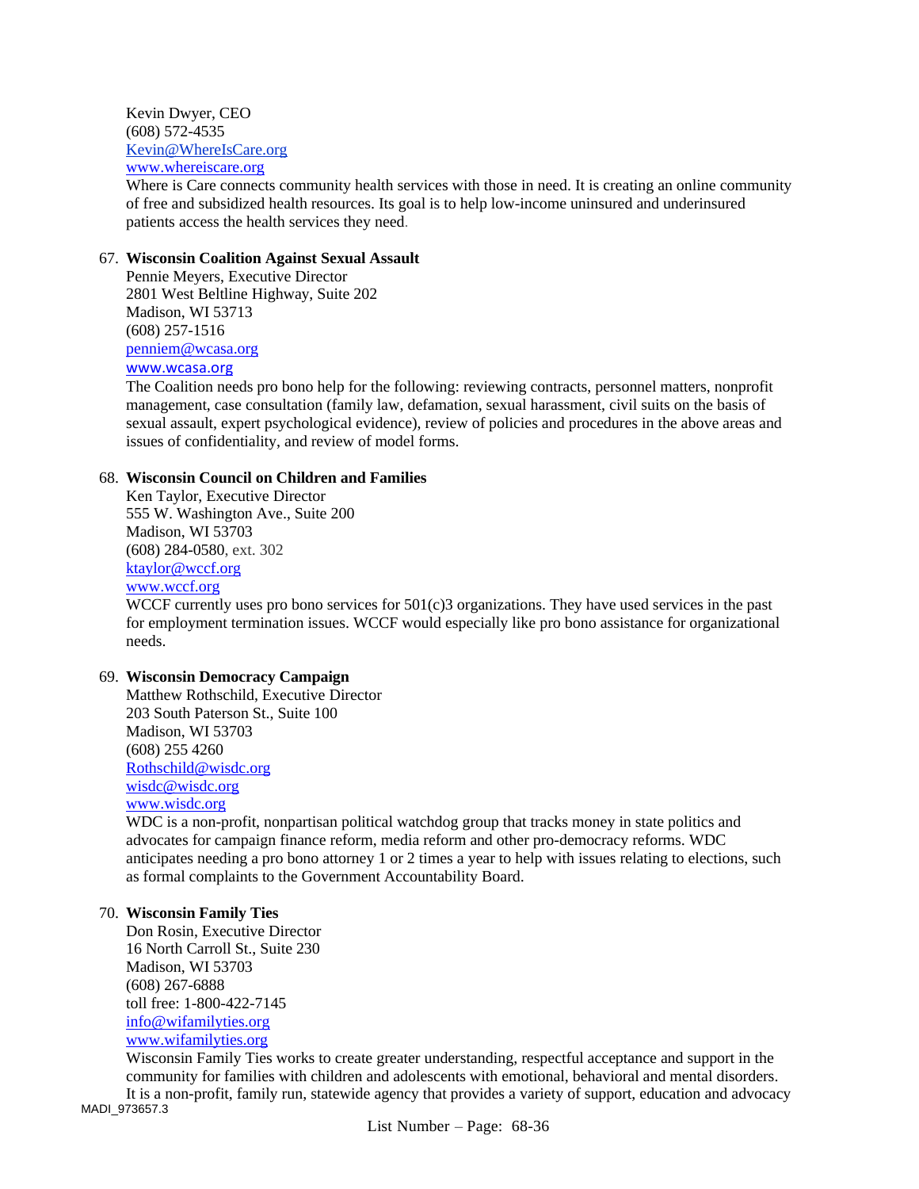Kevin Dwyer, CEO
(608) 572-4535
Kevin@WhereIsCare.org
www.whereiscare.org
Where is Care connects community health services with those in need. It is creating an online community of free and subsidized health resources. Its goal is to help low-income uninsured and underinsured patients access the health services they need.

67. **Wisconsin Coalition Against Sexual Assault**
    Pennie Meyers, Executive Director
    2801 West Beltline Highway, Suite 202
    Madison, WI 53713
    (608) 257-1516
    penniem@wcasa.org
    www.wcasa.org
    The Coalition needs pro bono help for the following: reviewing contracts, personnel matters, nonprofit management, case consultation (family law, defamation, sexual harassment, civil suits on the basis of sexual assault, expert psychological evidence), review of policies and procedures in the above areas and issues of confidentiality, and review of model forms.

68. **Wisconsin Council on Children and Families**
    Ken Taylor, Executive Director
    555 W. Washington Ave., Suite 200
    Madison, WI 53703
    (608) 284-0580, ext. 302
    ktaylor@wccf.org
    www.wccf.org
    WCCF currently uses pro bono services for 501(c)3 organizations. They have used services in the past for employment termination issues. WCCF would especially like pro bono assistance for organizational needs.

69. **Wisconsin Democracy Campaign**
    Matthew Rothschild, Executive Director
    203 South Paterson St., Suite 100
    Madison, WI 53703
    (608) 255 4260
    Rothschild@wisdc.org
    wisdc@wisdc.org
    www.wisdc.org
    WDC is a non-profit, nonpartisan political watchdog group that tracks money in state politics and advocates for campaign finance reform, media reform and other pro-democracy reforms. WDC anticipates needing a pro bono attorney 1 or 2 times a year to help with issues relating to elections, such as formal complaints to the Government Accountability Board.

70. **Wisconsin Family Ties**
    Don Rosin, Executive Director
    16 North Carroll St., Suite 230
    Madison, WI 53703
    (608) 267-6888
    toll free: 1-800-422-7145
    info@wifamilyties.org
    www.wifamilyties.org
    Wisconsin Family Ties works to create greater understanding, respectful acceptance and support in the community for families with children and adolescents with emotional, behavioral and mental disorders. It is a non-profit, family run, statewide agency that provides a variety of support, education and advocacy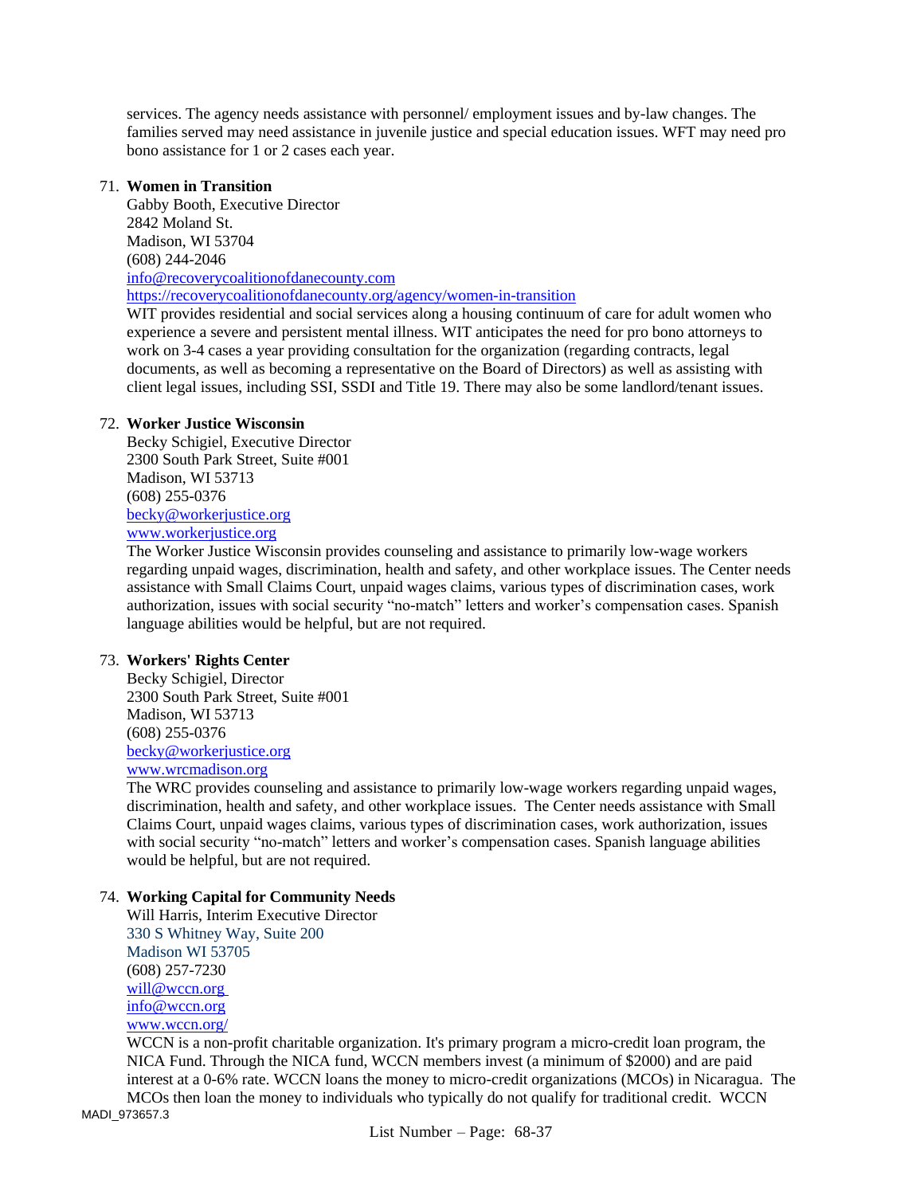services. The agency needs assistance with personnel/ employment issues and by-law changes. The families served may need assistance in juvenile justice and special education issues. WFT may need pro bono assistance for 1 or 2 cases each year.

71. **Women in Transition**
    Gabby Booth, Executive Director
    2842 Moland St.
    Madison, WI 53704
    (608) 244-2046
    info@recoverycoalitionofdanecounty.com
    https://recoverycoalitionofdanecounty.org/agency/women-in-transition
    WIT provides residential and social services along a housing continuum of care for adult women who experience a severe and persistent mental illness. WIT anticipates the need for pro bono attorneys to work on 3-4 cases a year providing consultation for the organization (regarding contracts, legal documents, as well as becoming a representative on the Board of Directors) as well as assisting with client legal issues, including SSI, SSDI and Title 19. There may also be some landlord/tenant issues.

72. **Worker Justice Wisconsin**
    Becky Schigiel, Executive Director
    2300 South Park Street, Suite #001
    Madison, WI 53713
    (608) 255-0376
    becky@workerjustice.org
    www.workerjustice.org
    The Worker Justice Wisconsin provides counseling and assistance to primarily low-wage workers regarding unpaid wages, discrimination, health and safety, and other workplace issues. The Center needs assistance with Small Claims Court, unpaid wages claims, various types of discrimination cases, work authorization, issues with social security "no-match" letters and worker's compensation cases. Spanish language abilities would be helpful, but are not required.

73. **Workers' Rights Center**
    Becky Schigiel, Director
    2300 South Park Street, Suite #001
    Madison, WI 53713
    (608) 255-0376
    becky@workerjustice.org
    www.wrcmadison.org
    The WRC provides counseling and assistance to primarily low-wage workers regarding unpaid wages, discrimination, health and safety, and other workplace issues. The Center needs assistance with Small Claims Court, unpaid wages claims, various types of discrimination cases, work authorization, issues with social security "no-match" letters and worker's compensation cases. Spanish language abilities would be helpful, but are not required.

74. **Working Capital for Community Needs**
    Will Harris, Interim Executive Director
    330 S Whitney Way, Suite 200
    Madison WI 53705
    (608) 257-7230
    will@wccn.org
    info@wccn.org
    www.wccn.org/
    WCCN is a non-profit charitable organization. It's primary program a micro-credit loan program, the NICA Fund. Through the NICA fund, WCCN members invest (a minimum of $2000) and are paid interest at a 0-6% rate. WCCN loans the money to micro-credit organizations (MCOs) in Nicaragua. The MCOs then loan the money to individuals who typically do not qualify for traditional credit. WCCN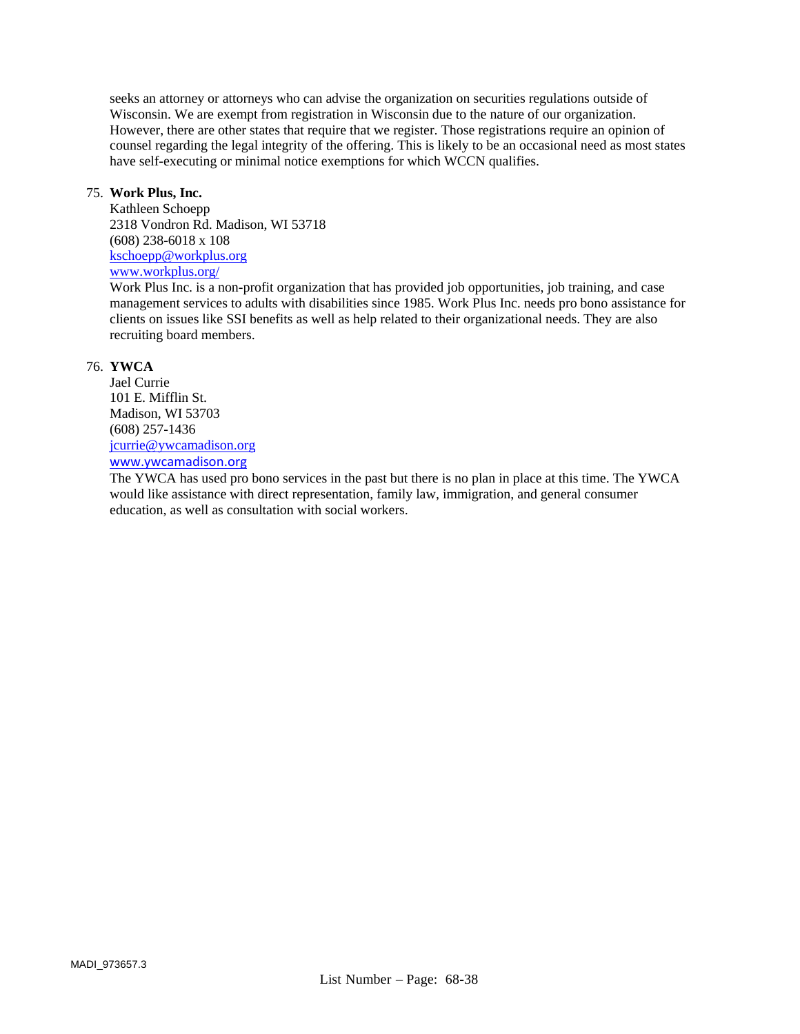seeks an attorney or attorneys who can advise the organization on securities regulations outside of Wisconsin. We are exempt from registration in Wisconsin due to the nature of our organization. However, there are other states that require that we register. Those registrations require an opinion of counsel regarding the legal integrity of the offering. This is likely to be an occasional need as most states have self-executing or minimal notice exemptions for which WCCN qualifies.

75. **Work Plus, Inc.**
    Kathleen Schoepp
    2318 Vondron Rd. Madison, WI 53718
    (608) 238-6018 x 108
    kschoepp@workplus.org
    www.workplus.org/
    Work Plus Inc. is a non-profit organization that has provided job opportunities, job training, and case management services to adults with disabilities since 1985. Work Plus Inc. needs pro bono assistance for clients on issues like SSI benefits as well as help related to their organizational needs. They are also recruiting board members.

76. **YWCA**
    Jael Currie
    101 E. Mifflin St.
    Madison, WI 53703
    (608) 257-1436
    jcurrie@ywcamadison.org
    www.ywcamadison.org
    The YWCA has used pro bono services in the past but there is no plan in place at this time. The YWCA would like assistance with direct representation, family law, immigration, and general consumer education, as well as consultation with social workers.

MADI_973657.3